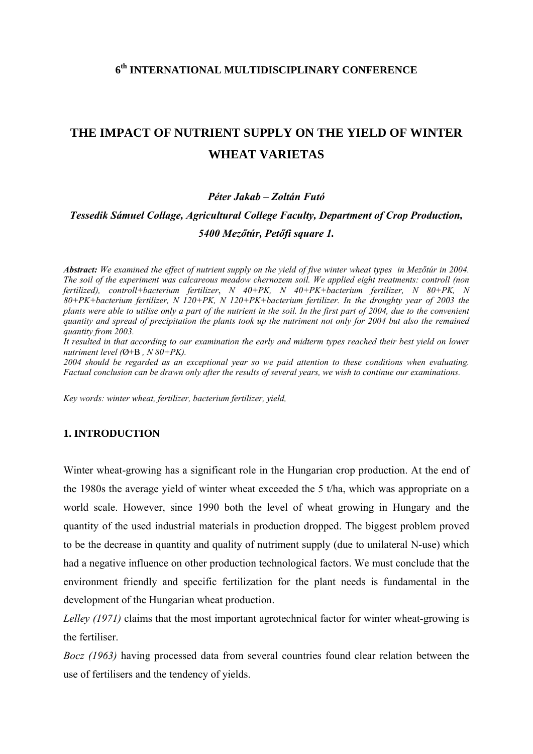**6th INTERNATIONAL MULTIDISCIPLINARY CONFERENCE**

# THE IMPACT OF NUTRIENT SUPPLY ON THE YIELD OF WINTER WHEAT VARIETAS

***Péter Jakab – Zoltán Futó***

***Tessedik Sámuel Collage, Agricultural College Faculty, Department of Crop Production, 5400 Mezőtúr, Petőfi square 1.***

***Abstract:*** *We examined the effect of nutrient supply on the yield of five winter wheat types in Mezőtúr in 2004. The soil of the experiment was calcareous meadow chernozem soil. We applied eight treatments: controll (non fertilized), controll+bacterium fertilizer, N 40+PK, N 40+PK+bacterium fertilizer, N 80+PK, N 80+PK+bacterium fertilizer, N 120+PK, N 120+PK+bacterium fertilizer. In the droughty year of 2003 the plants were able to utilise only a part of the nutrient in the soil. In the first part of 2004, due to the convenient quantity and spread of precipitation the plants took up the nutriment not only for 2004 but also the remained quantity from 2003.*

*It resulted in that according to our examination the early and midterm types reached their best yield on lower nutriment level (Ø+B , N 80+PK).*

*2004 should be regarded as an exceptional year so we paid attention to these conditions when evaluating. Factual conclusion can be drawn only after the results of several years, we wish to continue our examinations.*

*Key words: winter wheat, fertilizer, bacterium fertilizer, yield,*

## 1. INTRODUCTION

Winter wheat-growing has a significant role in the Hungarian crop production. At the end of the 1980s the average yield of winter wheat exceeded the 5 t/ha, which was appropriate on a world scale. However, since 1990 both the level of wheat growing in Hungary and the quantity of the used industrial materials in production dropped. The biggest problem proved to be the decrease in quantity and quality of nutriment supply (due to unilateral N-use) which had a negative influence on other production technological factors. We must conclude that the environment friendly and specific fertilization for the plant needs is fundamental in the development of the Hungarian wheat production.

*Lelley (1971)* claims that the most important agrotechnical factor for winter wheat-growing is the fertiliser.

*Bocz (1963)* having processed data from several countries found clear relation between the use of fertilisers and the tendency of yields.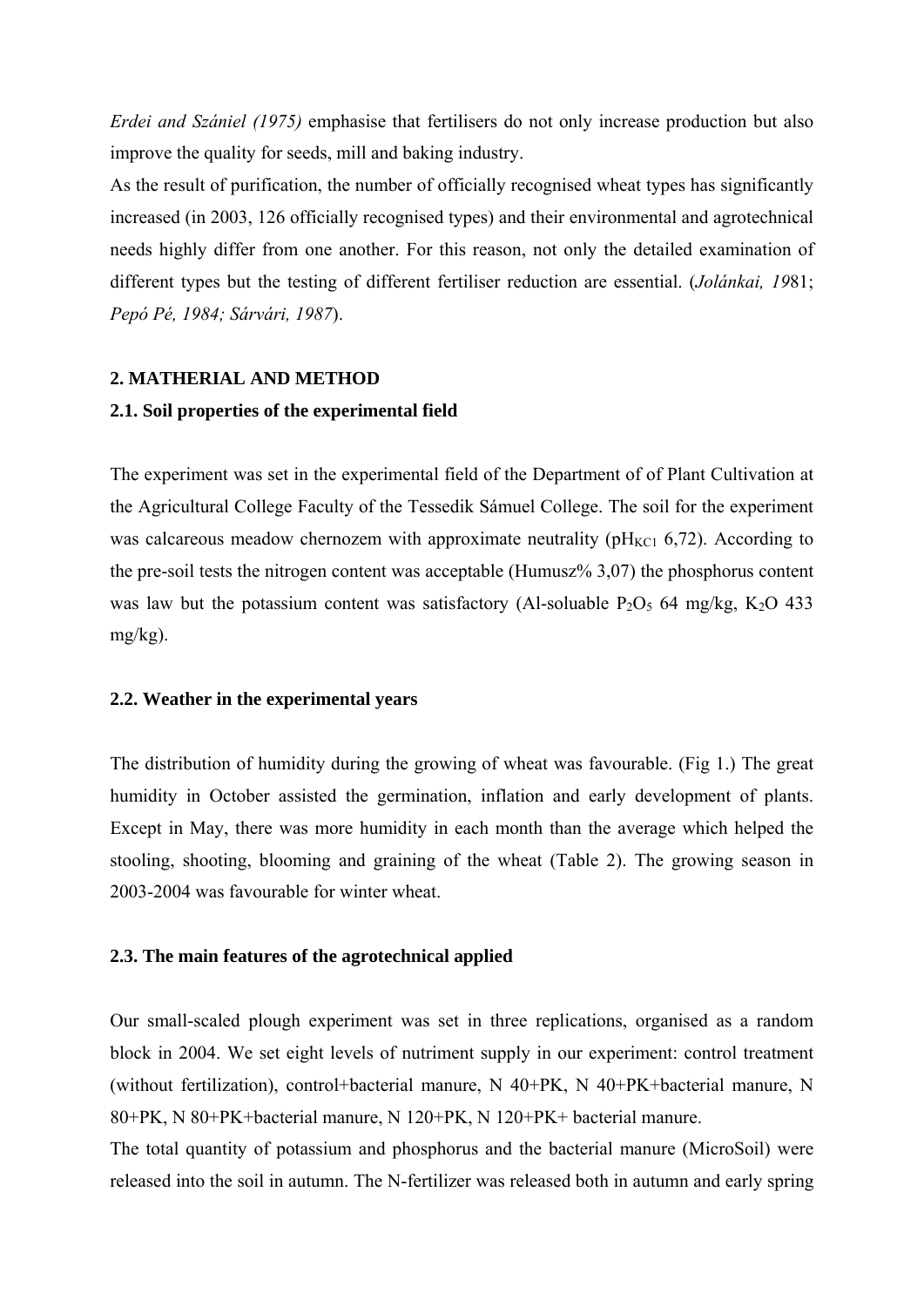*Erdei and Szániel (1975)* emphasise that fertilisers do not only increase production but also improve the quality for seeds, mill and baking industry.

As the result of purification, the number of officially recognised wheat types has significantly increased (in 2003, 126 officially recognised types) and their environmental and agrotechnical needs highly differ from one another. For this reason, not only the detailed examination of different types but the testing of different fertiliser reduction are essential. (*Jolánkai, 19*81; *Pepó Pé, 1984; Sárvári, 1987*).

## 2. MATHERIAL AND METHOD

### 2.1. Soil properties of the experimental field

The experiment was set in the experimental field of the Department of of Plant Cultivation at the Agricultural College Faculty of the Tessedik Sámuel College. The soil for the experiment was calcareous meadow chernozem with approximate neutrality ($pH_{KCl}$ 6,72). According to the pre-soil tests the nitrogen content was acceptable (Humusz% 3,07) the phosphorus content was law but the potassium content was satisfactory (Al-soluable $P_2O_5$ 64 mg/kg, $K_2O$ 433 mg/kg).

### 2.2. Weather in the experimental years

The distribution of humidity during the growing of wheat was favourable. (Fig 1.) The great humidity in October assisted the germination, inflation and early development of plants. Except in May, there was more humidity in each month than the average which helped the stooling, shooting, blooming and graining of the wheat (Table 2). The growing season in 2003-2004 was favourable for winter wheat.

### 2.3. The main features of the agrotechnical applied

Our small-scaled plough experiment was set in three replications, organised as a random block in 2004. We set eight levels of nutriment supply in our experiment: control treatment (without fertilization), control+bacterial manure, N 40+PK, N 40+PK+bacterial manure, N 80+PK, N 80+PK+bacterial manure, N 120+PK, N 120+PK+ bacterial manure.

The total quantity of potassium and phosphorus and the bacterial manure (MicroSoil) were released into the soil in autumn. The N-fertilizer was released both in autumn and early spring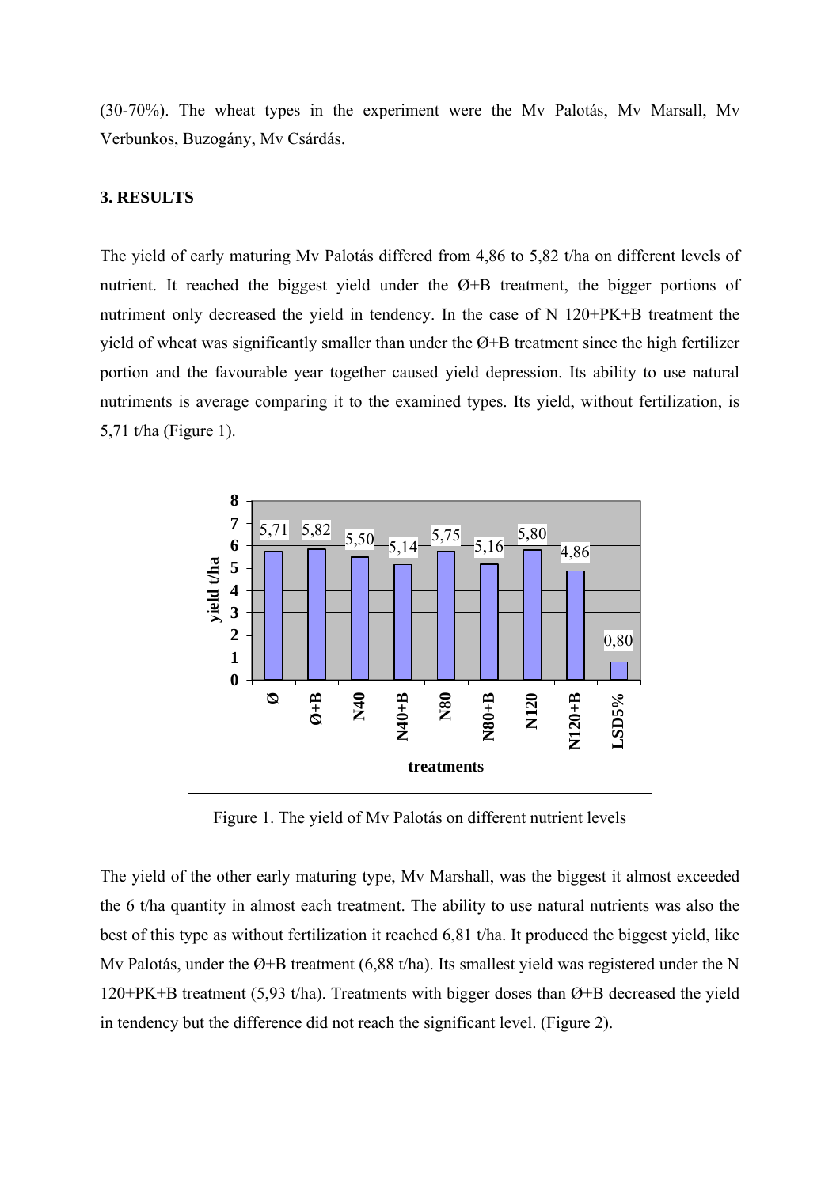(30-70%). The wheat types in the experiment were the Mv Palotás, Mv Marsall, Mv Verbunkos, Buzogány, Mv Csárdás.

### 3. RESULTS

The yield of early maturing Mv Palotás differed from 4,86 to 5,82 t/ha on different levels of nutrient. It reached the biggest yield under the Ø+B treatment, the bigger portions of nutriment only decreased the yield in tendency. In the case of N 120+PK+B treatment the yield of wheat was significantly smaller than under the Ø+B treatment since the high fertilizer portion and the favourable year together caused yield depression. Its ability to use natural nutriments is average comparing it to the examined types. Its yield, without fertilization, is 5,71 t/ha (Figure 1).

| treatments | yield t/ha |
|---|---|
| Ø | 5,71 |
| Ø+B | 5,82 |
| N40 | 5,50 |
| N40+B | 5,14 |
| N80 | 5,75 |
| N80+B | 5,16 |
| N120 | 5,80 |
| N120+B | 4,86 |
| LSD5% | 0,80 |

Figure 1. The yield of Mv Palotás on different nutrient levels

The yield of the other early maturing type, Mv Marshall, was the biggest it almost exceeded the 6 t/ha quantity in almost each treatment. The ability to use natural nutrients was also the best of this type as without fertilization it reached 6,81 t/ha. It produced the biggest yield, like Mv Palotás, under the Ø+B treatment (6,88 t/ha). Its smallest yield was registered under the N 120+PK+B treatment (5,93 t/ha). Treatments with bigger doses than Ø+B decreased the yield in tendency but the difference did not reach the significant level. (Figure 2).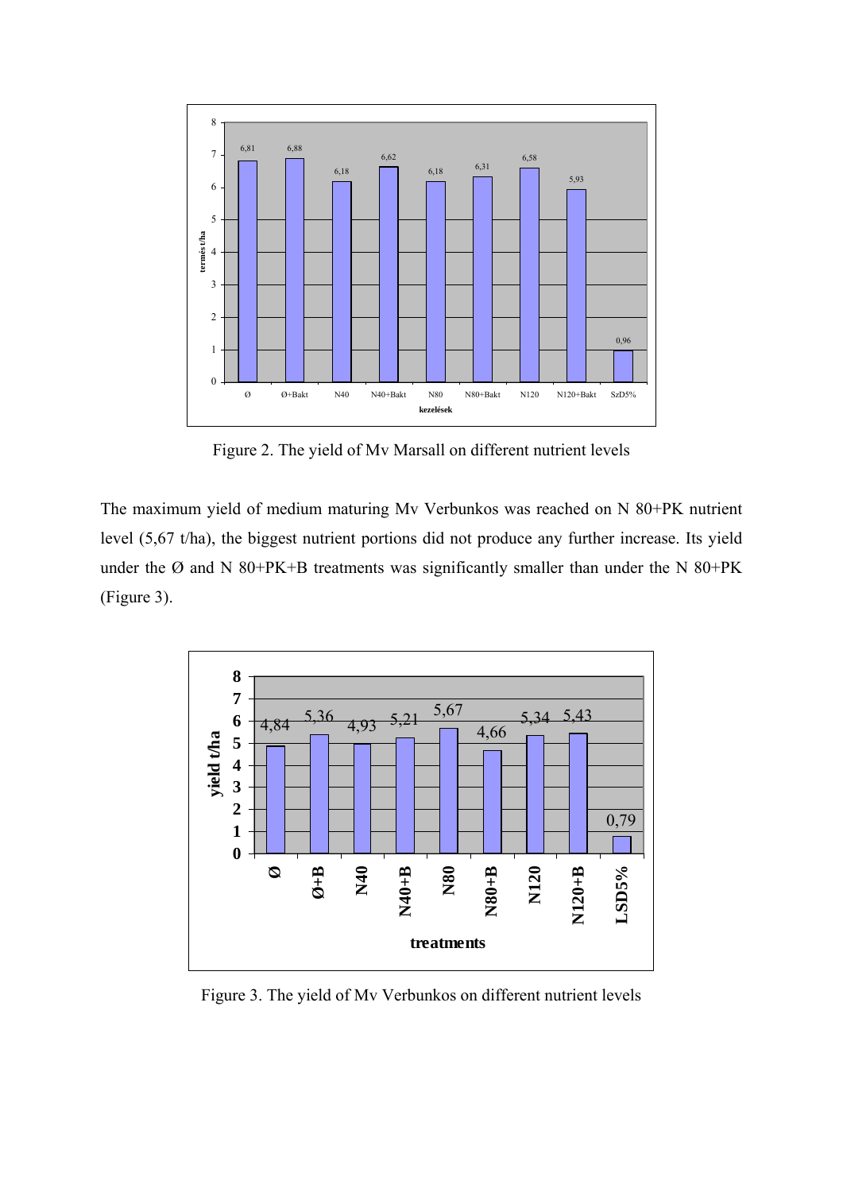Figure 2. The yield of Mv Marsall on different nutrient levels

The maximum yield of medium maturing Mv Verbunkos was reached on N 80+PK nutrient level (5,67 t/ha), the biggest nutrient portions did not produce any further increase. Its yield under the Ø and N 80+PK+B treatments was significantly smaller than under the N 80+PK (Figure 3).

Figure 3. The yield of Mv Verbunkos on different nutrient levels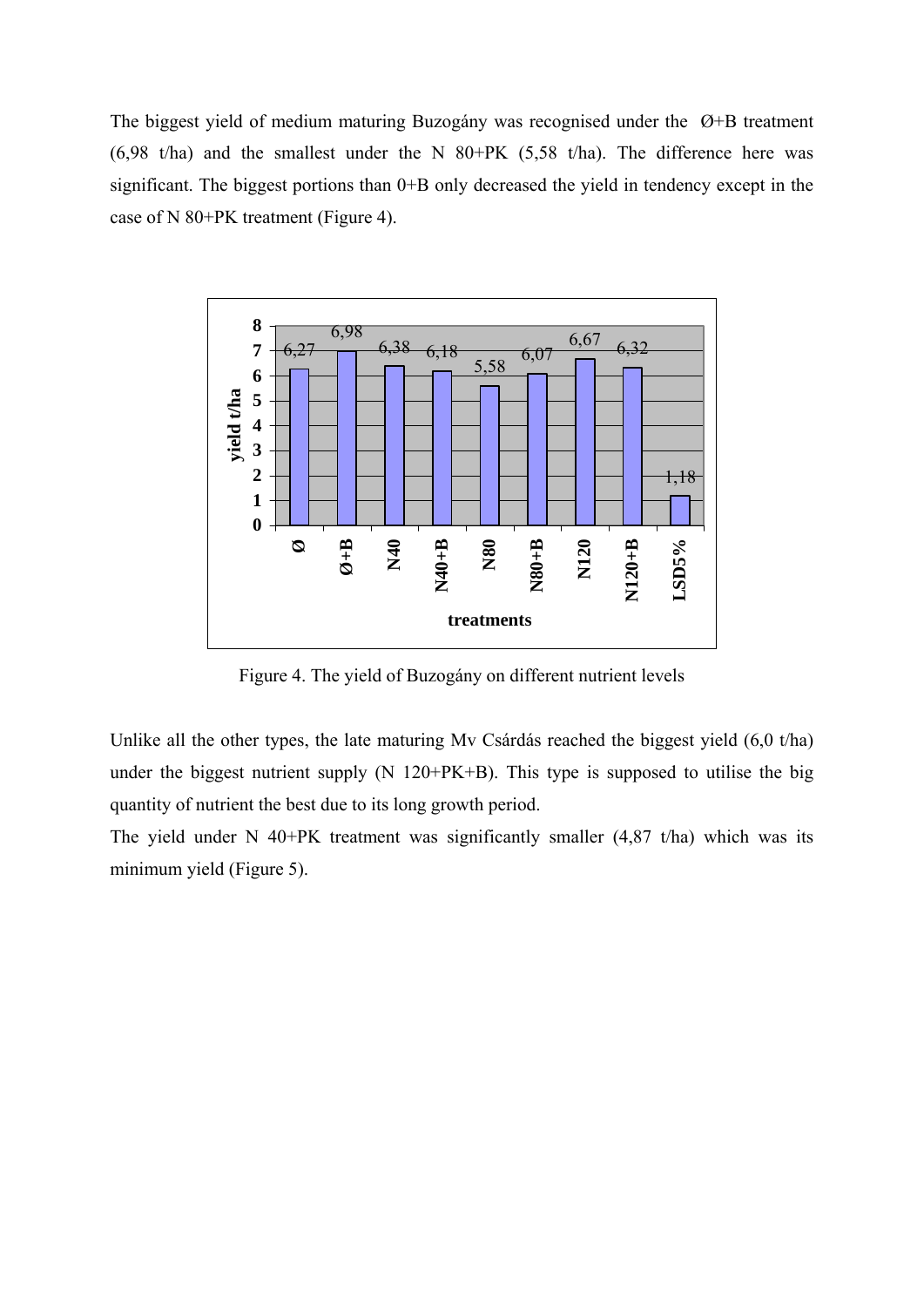The biggest yield of medium maturing Buzogány was recognised under the Ø+B treatment (6,98 t/ha) and the smallest under the N 80+PK (5,58 t/ha). The difference here was significant. The biggest portions than 0+B only decreased the yield in tendency except in the case of N 80+PK treatment (Figure 4).

Figure 4. The yield of Buzogány on different nutrient levels

Unlike all the other types, the late maturing Mv Csárdás reached the biggest yield (6,0 t/ha) under the biggest nutrient supply (N 120+PK+B). This type is supposed to utilise the big quantity of nutrient the best due to its long growth period.

The yield under N 40+PK treatment was significantly smaller (4,87 t/ha) which was its minimum yield (Figure 5).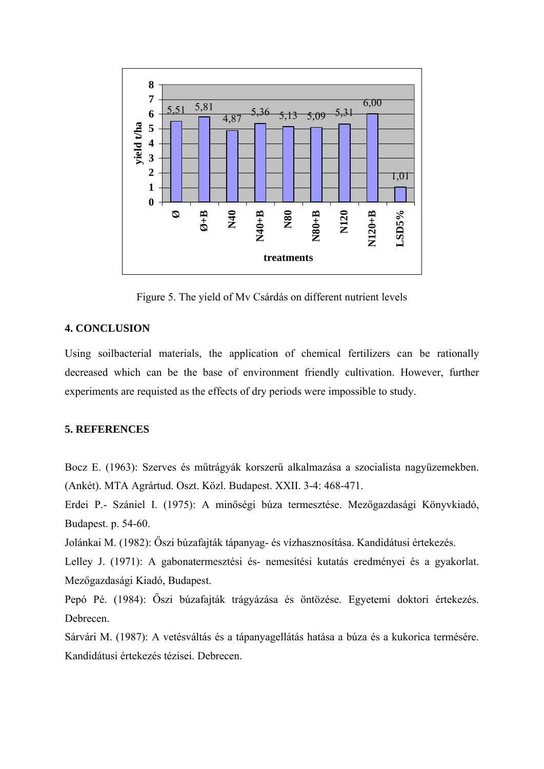8
7
6
5
4
3
2
1
0

yield t/ha

5,51 5,81 4,87 5,36 5,13 5,09 5,31 6,00 1,01

Ø
Ø+B
N40
N40+B
N80
N80+B
N120
N120+B
LSD5%

treatments

Figure 5. The yield of Mv Csárdás on different nutrient levels

## 4. CONCLUSION

Using soilbacterial materials, the application of chemical fertilizers can be rationally decreased which can be the base of environment friendly cultivation. However, further experiments are requisted as the effects of dry periods were impossible to study.

## 5. REFERENCES

Bocz E. (1963): Szerves és műtrágyák korszerű alkalmazása a szocialista nagyüzemekben. (Ankét). MTA Agrártud. Oszt. Közl. Budapest. XXII. 3-4: 468-471.

Erdei P.- Száníel I. (1975): A minőségi búza termesztése. Mezőgazdasági Könyvkiadó, Budapest. p. 54-60.

Jolánkai M. (1982): Őszi búzafajták tápanyag- és vízhasznosítása. Kandidátusi értekezés.

Lelley J. (1971): A gabonatermesztési és- nemesítési kutatás eredményei és a gyakorlat. Mezőgazdasági Kiadó, Budapest.

Pepó Pé. (1984): Őszi búzafajták trágyázása és öntözése. Egyetemi doktori értekezés. Debrecen.

Sárvári M. (1987): A vetésváltás és a tápanyagellátás hatása a búza és a kukorica termésére. Kandidátusi értekezés tézisei. Debrecen.